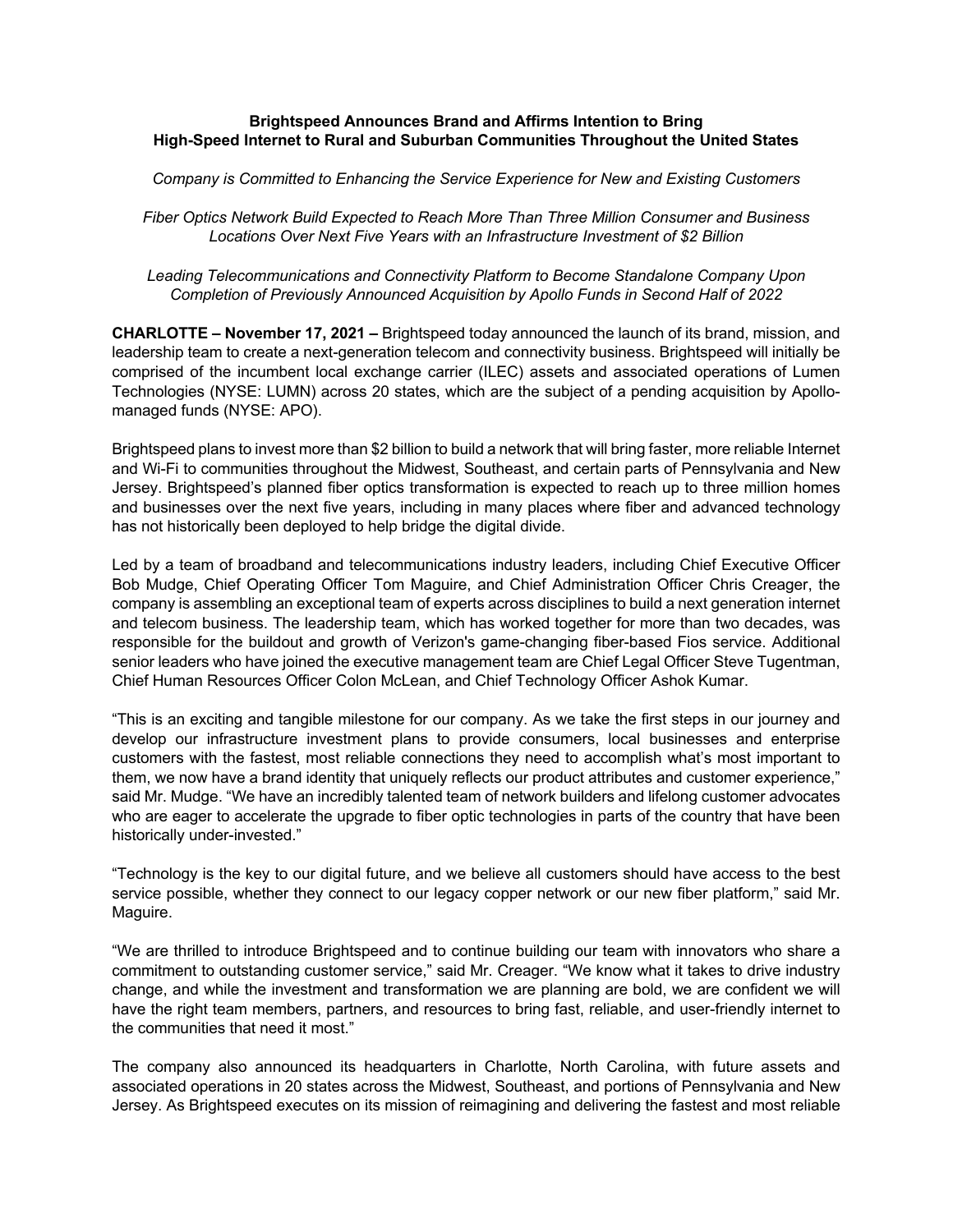**Brightspeed Announces Brand and Affirms Intention to Bring High-Speed Internet to Rural and Suburban Communities Throughout the United States**

*Company is Committed to Enhancing the Service Experience for New and Existing Customers*

*Fiber Optics Network Build Expected to Reach More Than Three Million Consumer and Business Locations Over Next Five Years with an Infrastructure Investment of $2 Billion*

*Leading Telecommunications and Connectivity Platform to Become Standalone Company Upon Completion of Previously Announced Acquisition by Apollo Funds in Second Half of 2022*

**CHARLOTTE – November 17, 2021 –** Brightspeed today announced the launch of its brand, mission, and leadership team to create a next-generation telecom and connectivity business. Brightspeed will initially be comprised of the incumbent local exchange carrier (ILEC) assets and associated operations of Lumen Technologies (NYSE: LUMN) across 20 states, which are the subject of a pending acquisition by Apollo-managed funds (NYSE: APO).

Brightspeed plans to invest more than $2 billion to build a network that will bring faster, more reliable Internet and Wi-Fi to communities throughout the Midwest, Southeast, and certain parts of Pennsylvania and New Jersey. Brightspeed's planned fiber optics transformation is expected to reach up to three million homes and businesses over the next five years, including in many places where fiber and advanced technology has not historically been deployed to help bridge the digital divide.

Led by a team of broadband and telecommunications industry leaders, including Chief Executive Officer Bob Mudge, Chief Operating Officer Tom Maguire, and Chief Administration Officer Chris Creager, the company is assembling an exceptional team of experts across disciplines to build a next generation internet and telecom business. The leadership team, which has worked together for more than two decades, was responsible for the buildout and growth of Verizon's game-changing fiber-based Fios service. Additional senior leaders who have joined the executive management team are Chief Legal Officer Steve Tugentman, Chief Human Resources Officer Colon McLean, and Chief Technology Officer Ashok Kumar.

"This is an exciting and tangible milestone for our company. As we take the first steps in our journey and develop our infrastructure investment plans to provide consumers, local businesses and enterprise customers with the fastest, most reliable connections they need to accomplish what's most important to them, we now have a brand identity that uniquely reflects our product attributes and customer experience," said Mr. Mudge. "We have an incredibly talented team of network builders and lifelong customer advocates who are eager to accelerate the upgrade to fiber optic technologies in parts of the country that have been historically under-invested."

"Technology is the key to our digital future, and we believe all customers should have access to the best service possible, whether they connect to our legacy copper network or our new fiber platform," said Mr. Maguire.

"We are thrilled to introduce Brightspeed and to continue building our team with innovators who share a commitment to outstanding customer service," said Mr. Creager. "We know what it takes to drive industry change, and while the investment and transformation we are planning are bold, we are confident we will have the right team members, partners, and resources to bring fast, reliable, and user-friendly internet to the communities that need it most."

The company also announced its headquarters in Charlotte, North Carolina, with future assets and associated operations in 20 states across the Midwest, Southeast, and portions of Pennsylvania and New Jersey. As Brightspeed executes on its mission of reimagining and delivering the fastest and most reliable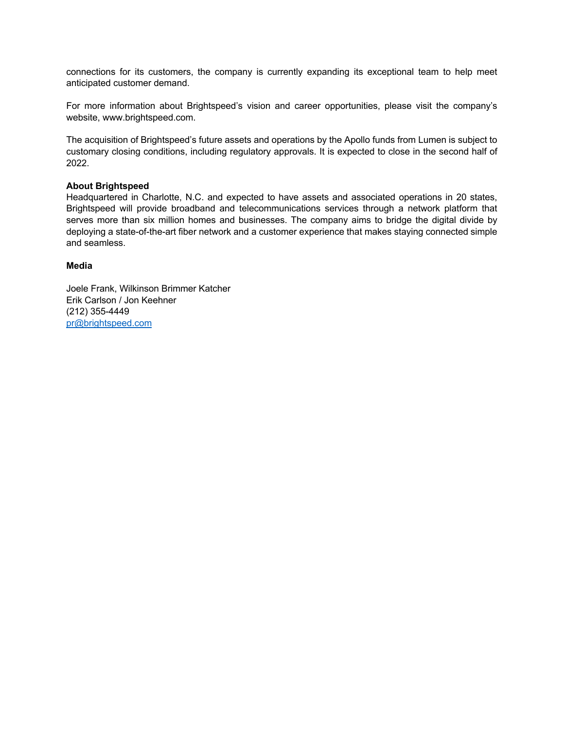connections for its customers, the company is currently expanding its exceptional team to help meet anticipated customer demand.

For more information about Brightspeed's vision and career opportunities, please visit the company's website, www.brightspeed.com.

The acquisition of Brightspeed's future assets and operations by the Apollo funds from Lumen is subject to customary closing conditions, including regulatory approvals. It is expected to close in the second half of 2022.

**About Brightspeed**

Headquartered in Charlotte, N.C. and expected to have assets and associated operations in 20 states, Brightspeed will provide broadband and telecommunications services through a network platform that serves more than six million homes and businesses. The company aims to bridge the digital divide by deploying a state-of-the-art fiber network and a customer experience that makes staying connected simple and seamless.

**Media**

Joele Frank, Wilkinson Brimmer Katcher
Erik Carlson / Jon Keehner
(212) 355-4449
pr@brightspeed.com